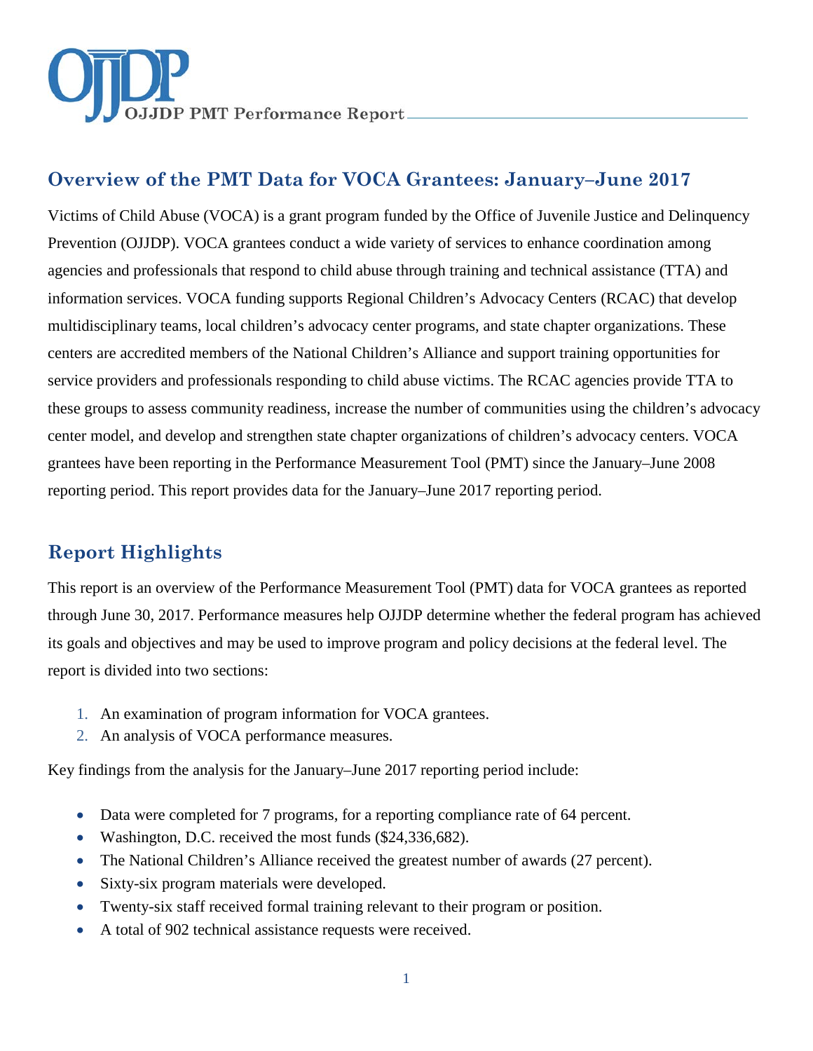# OJJDP PMT Performance Report

## Overview of the PMT Data for VOCA Grantees: January–June 2017

Victims of Child Abuse (VOCA) is a grant program funded by the Office of Juvenile Justice and Delinquency Prevention (OJJDP). VOCA grantees conduct a wide variety of services to enhance coordination among agencies and professionals that respond to child abuse through training and technical assistance (TTA) and information services. VOCA funding supports Regional Children's Advocacy Centers (RCAC) that develop multidisciplinary teams, local children's advocacy center programs, and state chapter organizations. These centers are accredited members of the National Children's Alliance and support training opportunities for service providers and professionals responding to child abuse victims. The RCAC agencies provide TTA to these groups to assess community readiness, increase the number of communities using the children's advocacy center model, and develop and strengthen state chapter organizations of children's advocacy centers. VOCA grantees have been reporting in the Performance Measurement Tool (PMT) since the January–June 2008 reporting period. This report provides data for the January–June 2017 reporting period.

## Report Highlights

This report is an overview of the Performance Measurement Tool (PMT) data for VOCA grantees as reported through June 30, 2017. Performance measures help OJJDP determine whether the federal program has achieved its goals and objectives and may be used to improve program and policy decisions at the federal level. The report is divided into two sections:

1. An examination of program information for VOCA grantees.
2. An analysis of VOCA performance measures.

Key findings from the analysis for the January–June 2017 reporting period include:

- Data were completed for 7 programs, for a reporting compliance rate of 64 percent.
- Washington, D.C. received the most funds ($24,336,682).
- The National Children's Alliance received the greatest number of awards (27 percent).
- Sixty-six program materials were developed.
- Twenty-six staff received formal training relevant to their program or position.
- A total of 902 technical assistance requests were received.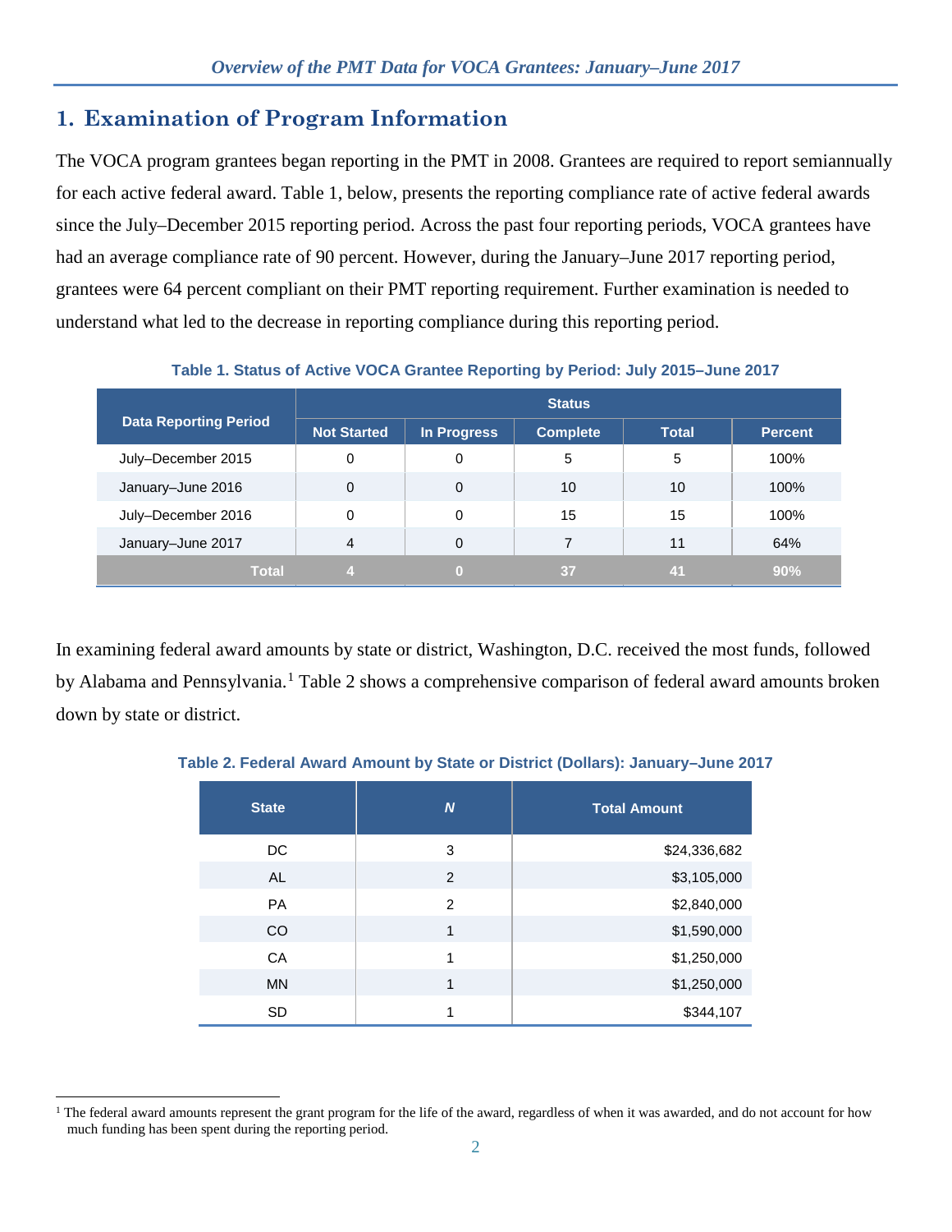# 1. Examination of Program Information

The VOCA program grantees began reporting in the PMT in 2008. Grantees are required to report semiannually for each active federal award. Table 1, below, presents the reporting compliance rate of active federal awards since the July–December 2015 reporting period. Across the past four reporting periods, VOCA grantees have had an average compliance rate of 90 percent. However, during the January–June 2017 reporting period, grantees were 64 percent compliant on their PMT reporting requirement. Further examination is needed to understand what led to the decrease in reporting compliance during this reporting period.

**Table 1. Status of Active VOCA Grantee Reporting by Period: July 2015–June 2017**

| Data Reporting Period | Status | | | | |
|---|---|---|---|---|---|
| | Not Started | In Progress | Complete | Total | Percent |
| July–December 2015 | 0 | 0 | 5 | 5 | 100% |
| January–June 2016 | 0 | 0 | 10 | 10 | 100% |
| July–December 2016 | 0 | 0 | 15 | 15 | 100% |
| January–June 2017 | 4 | 0 | 7 | 11 | 64% |
| **Total** | **4** | **0** | **37** | **41** | **90%** |

In examining federal award amounts by state or district, Washington, D.C. received the most funds, followed by Alabama and Pennsylvania.[1] Table 2 shows a comprehensive comparison of federal award amounts broken down by state or district.

**Table 2. Federal Award Amount by State or District (Dollars): January–June 2017**

| State | *N* | Total Amount |
|---|---|---|
| DC | 3 | $24,336,682 |
| AL | 2 | $3,105,000 |
| PA | 2 | $2,840,000 |
| CO | 1 | $1,590,000 |
| CA | 1 | $1,250,000 |
| MN | 1 | $1,250,000 |
| SD | 1 | $344,107 |

[1] The federal award amounts represent the grant program for the life of the award, regardless of when it was awarded, and do not account for how much funding has been spent during the reporting period.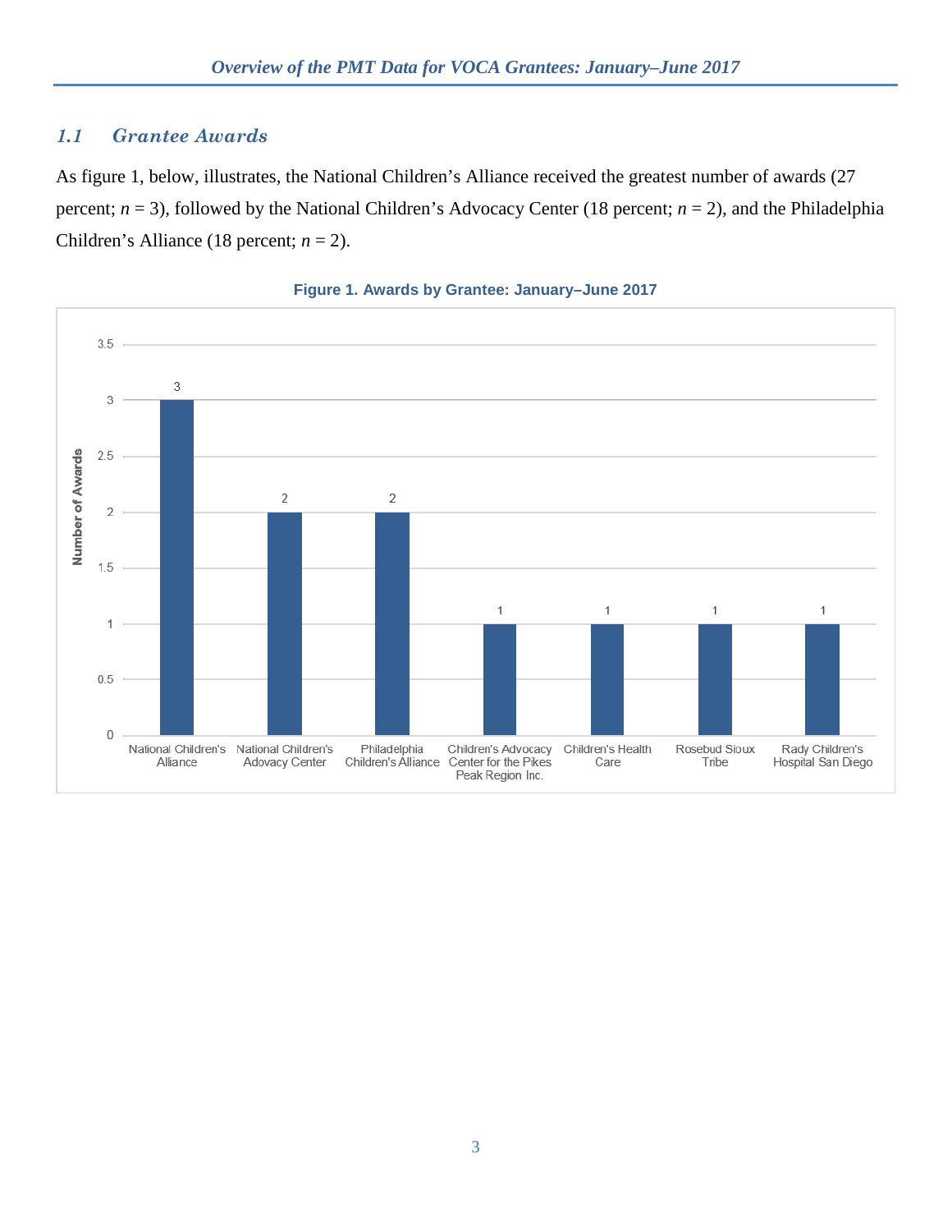## 1.1 Grantee Awards

As figure 1, below, illustrates, the National Children's Alliance received the greatest number of awards (27 percent; $n = 3$), followed by the National Children's Advocacy Center (18 percent; $n = 2$), and the Philadelphia Children's Alliance (18 percent; $n = 2$).

**Figure 1. Awards by Grantee: January–June 2017**

| Grantee | Number of Awards |
|---|---|
| National Children's Alliance | 3 |
| National Children's Advocacy Center | 2 |
| Philadelphia Children's Alliance | 2 |
| Children's Advocacy Center for the Pikes Peak Region Inc. | 1 |
| Children's Health Care | 1 |
| Rosebud Sioux Tribe | 1 |
| Rady Children's Hospital San Diego | 1 |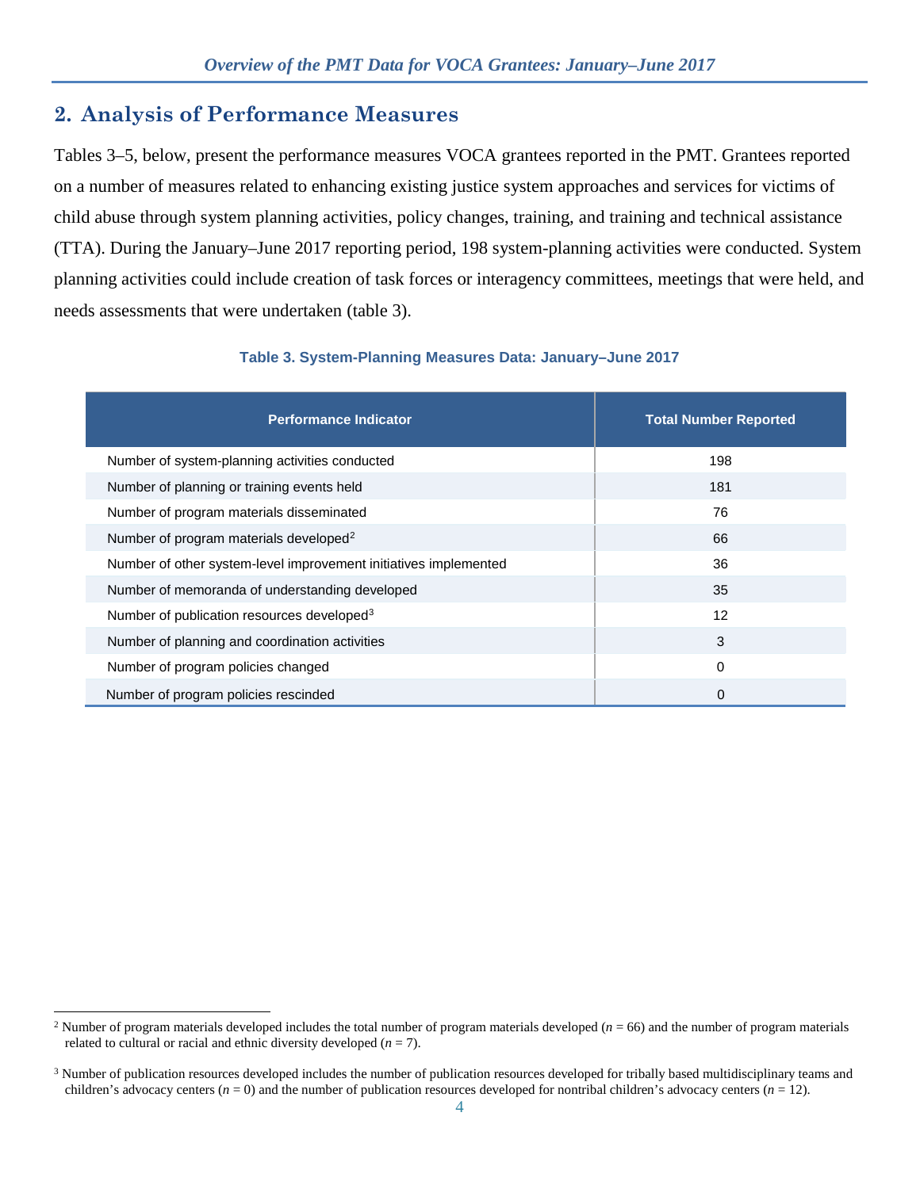## 2. Analysis of Performance Measures

Tables 3–5, below, present the performance measures VOCA grantees reported in the PMT. Grantees reported on a number of measures related to enhancing existing justice system approaches and services for victims of child abuse through system planning activities, policy changes, training, and training and technical assistance (TTA). During the January–June 2017 reporting period, 198 system-planning activities were conducted. System planning activities could include creation of task forces or interagency committees, meetings that were held, and needs assessments that were undertaken (table 3).

**Table 3. System-Planning Measures Data: January–June 2017**

| Performance Indicator | Total Number Reported |
|---|---|
| Number of system-planning activities conducted | 198 |
| Number of planning or training events held | 181 |
| Number of program materials disseminated | 76 |
| Number of program materials developed[2] | 66 |
| Number of other system-level improvement initiatives implemented | 36 |
| Number of memoranda of understanding developed | 35 |
| Number of publication resources developed[3] | 12 |
| Number of planning and coordination activities | 3 |
| Number of program policies changed | 0 |
| Number of program policies rescinded | 0 |

[2] Number of program materials developed includes the total number of program materials developed ($n$ = 66) and the number of program materials related to cultural or racial and ethnic diversity developed ($n$ = 7).

[3] Number of publication resources developed includes the number of publication resources developed for tribally based multidisciplinary teams and children's advocacy centers ($n$ = 0) and the number of publication resources developed for nontribal children's advocacy centers ($n$ = 12).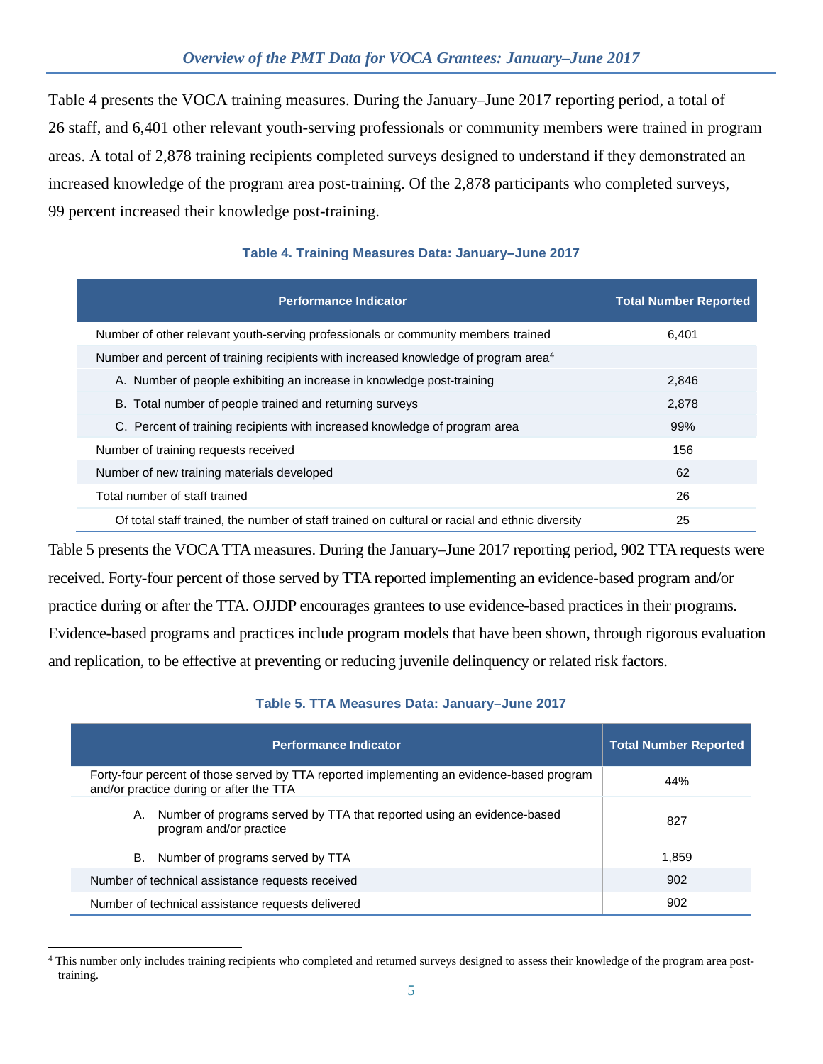Table 4 presents the VOCA training measures. During the January–June 2017 reporting period, a total of 26 staff, and 6,401 other relevant youth-serving professionals or community members were trained in program areas. A total of 2,878 training recipients completed surveys designed to understand if they demonstrated an increased knowledge of the program area post-training. Of the 2,878 participants who completed surveys, 99 percent increased their knowledge post-training.

**Table 4. Training Measures Data: January–June 2017**

| Performance Indicator | Total Number Reported |
|---|---|
| Number of other relevant youth-serving professionals or community members trained | 6,401 |
| Number and percent of training recipients with increased knowledge of program area[4] | |
| A. Number of people exhibiting an increase in knowledge post-training | 2,846 |
| B. Total number of people trained and returning surveys | 2,878 |
| C. Percent of training recipients with increased knowledge of program area | 99% |
| Number of training requests received | 156 |
| Number of new training materials developed | 62 |
| Total number of staff trained | 26 |
| Of total staff trained, the number of staff trained on cultural or racial and ethnic diversity | 25 |

Table 5 presents the VOCA TTA measures. During the January–June 2017 reporting period, 902 TTA requests were received. Forty-four percent of those served by TTA reported implementing an evidence-based program and/or practice during or after the TTA. OJJDP encourages grantees to use evidence-based practices in their programs. Evidence-based programs and practices include program models that have been shown, through rigorous evaluation and replication, to be effective at preventing or reducing juvenile delinquency or related risk factors.

**Table 5. TTA Measures Data: January–June 2017**

| Performance Indicator | Total Number Reported |
|---|---|
| Forty-four percent of those served by TTA reported implementing an evidence-based program and/or practice during or after the TTA | 44% |
| A. Number of programs served by TTA that reported using an evidence-based program and/or practice | 827 |
| B. Number of programs served by TTA | 1,859 |
| Number of technical assistance requests received | 902 |
| Number of technical assistance requests delivered | 902 |

[4] This number only includes training recipients who completed and returned surveys designed to assess their knowledge of the program area post-training.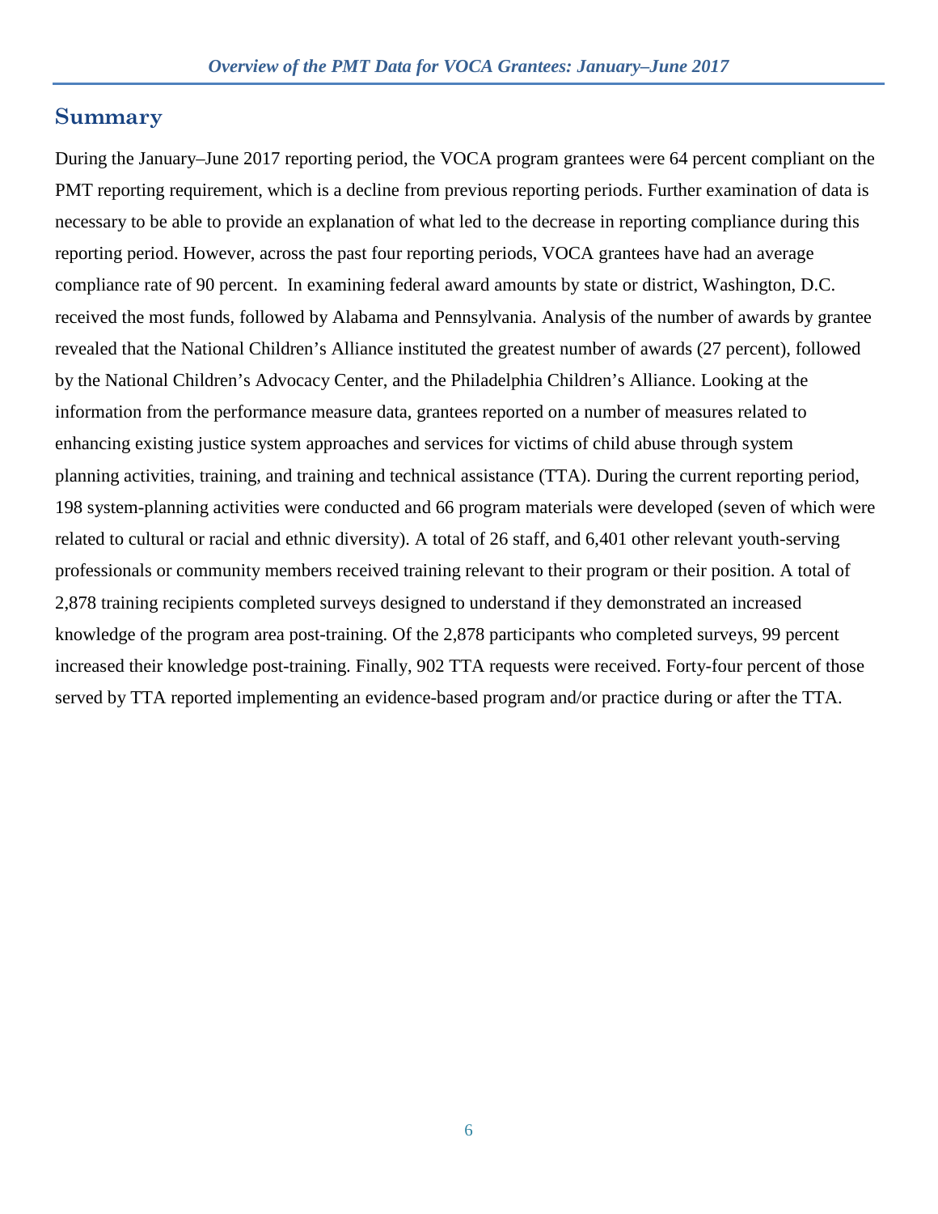## Summary

During the January–June 2017 reporting period, the VOCA program grantees were 64 percent compliant on the PMT reporting requirement, which is a decline from previous reporting periods. Further examination of data is necessary to be able to provide an explanation of what led to the decrease in reporting compliance during this reporting period. However, across the past four reporting periods, VOCA grantees have had an average compliance rate of 90 percent. In examining federal award amounts by state or district, Washington, D.C. received the most funds, followed by Alabama and Pennsylvania. Analysis of the number of awards by grantee revealed that the National Children's Alliance instituted the greatest number of awards (27 percent), followed by the National Children's Advocacy Center, and the Philadelphia Children's Alliance. Looking at the information from the performance measure data, grantees reported on a number of measures related to enhancing existing justice system approaches and services for victims of child abuse through system planning activities, training, and training and technical assistance (TTA). During the current reporting period, 198 system-planning activities were conducted and 66 program materials were developed (seven of which were related to cultural or racial and ethnic diversity). A total of 26 staff, and 6,401 other relevant youth-serving professionals or community members received training relevant to their program or their position. A total of 2,878 training recipients completed surveys designed to understand if they demonstrated an increased knowledge of the program area post-training. Of the 2,878 participants who completed surveys, 99 percent increased their knowledge post-training. Finally, 902 TTA requests were received. Forty-four percent of those served by TTA reported implementing an evidence-based program and/or practice during or after the TTA.